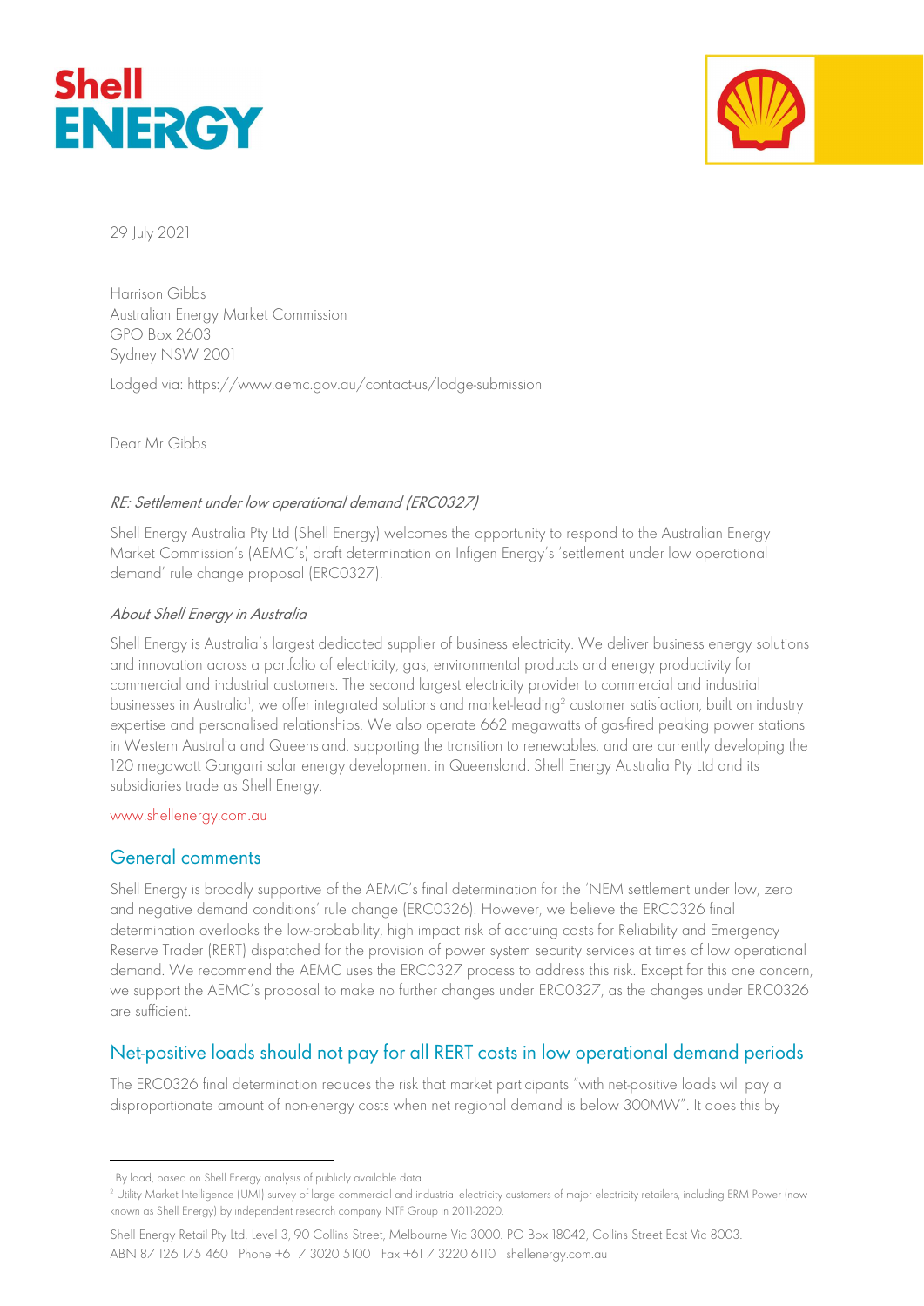29 July 2021

Harrison Gibbs
Australian Energy Market Commission
GPO Box 2603
Sydney NSW 2001

Lodged via: https://www.aemc.gov.au/contact-us/lodge-submission

Dear Mr Gibbs

*RE: Settlement under low operational demand (ERC0327)*

Shell Energy Australia Pty Ltd (Shell Energy) welcomes the opportunity to respond to the Australian Energy Market Commission's (AEMC's) draft determination on Infigen Energy's 'settlement under low operational demand' rule change proposal (ERC0327).

*About Shell Energy in Australia*

Shell Energy is Australia's largest dedicated supplier of business electricity. We deliver business energy solutions and innovation across a portfolio of electricity, gas, environmental products and energy productivity for commercial and industrial customers. The second largest electricity provider to commercial and industrial businesses in Australia[1], we offer integrated solutions and market-leading[2] customer satisfaction, built on industry expertise and personalised relationships. We also operate 662 megawatts of gas-fired peaking power stations in Western Australia and Queensland, supporting the transition to renewables, and are currently developing the 120 megawatt Gangarri solar energy development in Queensland. Shell Energy Australia Pty Ltd and its subsidiaries trade as Shell Energy.

www.shellenergy.com.au

## General comments

Shell Energy is broadly supportive of the AEMC's final determination for the 'NEM settlement under low, zero and negative demand conditions' rule change (ERC0326). However, we believe the ERC0326 final determination overlooks the low-probability, high impact risk of accruing costs for Reliability and Emergency Reserve Trader (RERT) dispatched for the provision of power system security services at times of low operational demand. We recommend the AEMC uses the ERC0327 process to address this risk. Except for this one concern, we support the AEMC's proposal to make no further changes under ERC0327, as the changes under ERC0326 are sufficient.

## Net-positive loads should not pay for all RERT costs in low operational demand periods

The ERC0326 final determination reduces the risk that market participants "with net-positive loads will pay a disproportionate amount of non-energy costs when net regional demand is below 300MW". It does this by

[1] By load, based on Shell Energy analysis of publicly available data.

[2] Utility Market Intelligence (UMI) survey of large commercial and industrial electricity customers of major electricity retailers, including ERM Power (now known as Shell Energy) by independent research company NTF Group in 2011-2020.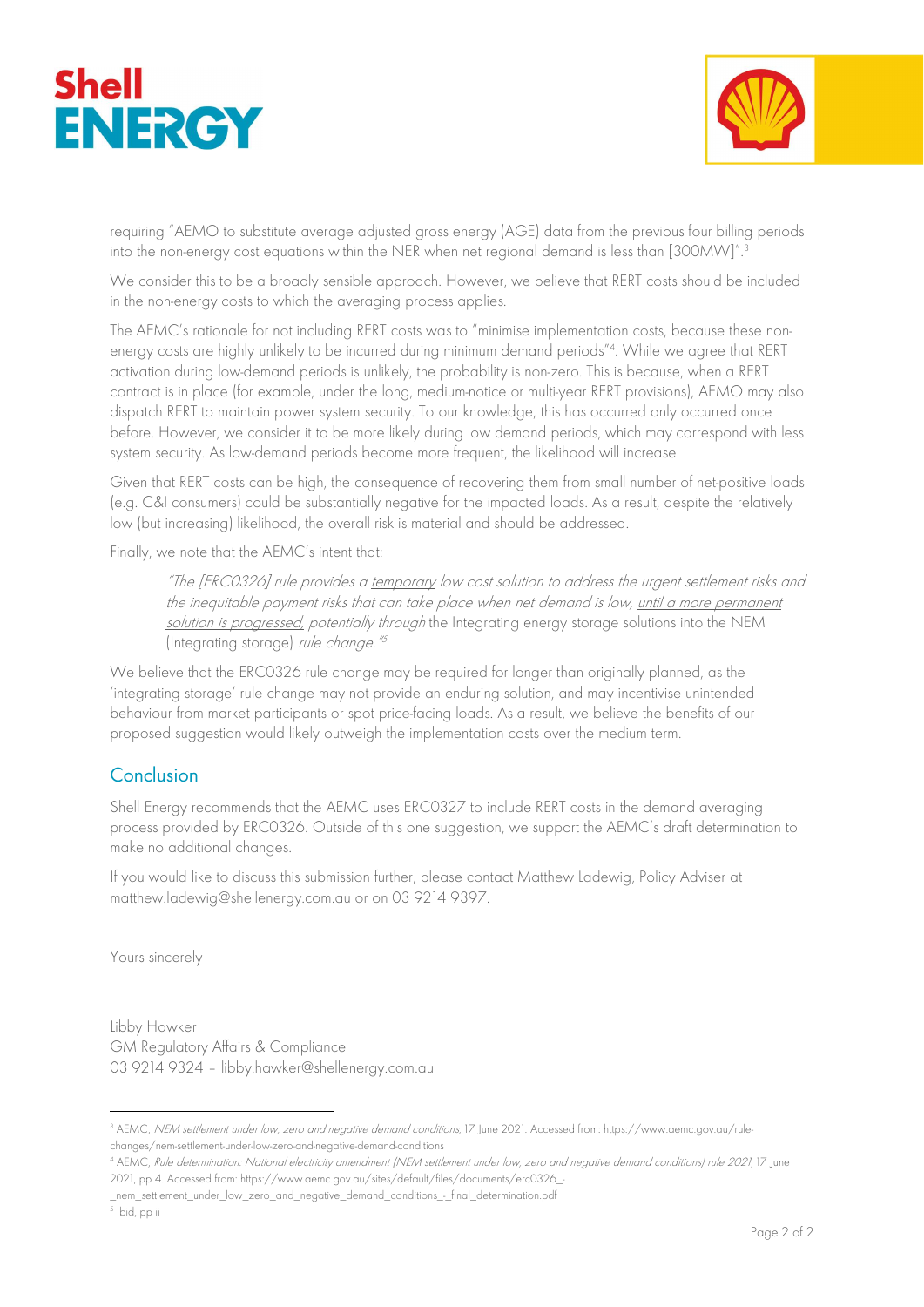requiring "AEMO to substitute average adjusted gross energy (AGE) data from the previous four billing periods into the non-energy cost equations within the NER when net regional demand is less than [300MW]".[3]

We consider this to be a broadly sensible approach. However, we believe that RERT costs should be included in the non-energy costs to which the averaging process applies.

The AEMC's rationale for not including RERT costs was to "minimise implementation costs, because these non-energy costs are highly unlikely to be incurred during minimum demand periods"[4]. While we agree that RERT activation during low-demand periods is unlikely, the probability is non-zero. This is because, when a RERT contract is in place (for example, under the long, medium-notice or multi-year RERT provisions), AEMO may also dispatch RERT to maintain power system security. To our knowledge, this has occurred only occurred once before. However, we consider it to be more likely during low demand periods, which may correspond with less system security. As low-demand periods become more frequent, the likelihood will increase.

Given that RERT costs can be high, the consequence of recovering them from small number of net-positive loads (e.g. C&I consumers) could be substantially negative for the impacted loads. As a result, despite the relatively low (but increasing) likelihood, the overall risk is material and should be addressed.

Finally, we note that the AEMC's intent that:

> *"The [ERC0326] rule provides a temporary low cost solution to address the urgent settlement risks and the inequitable payment risks that can take place when net demand is low, until a more permanent solution is progressed, potentially through* the Integrating energy storage solutions into the NEM (Integrating storage) *rule change."*[5]

We believe that the ERC0326 rule change may be required for longer than originally planned, as the 'integrating storage' rule change may not provide an enduring solution, and may incentivise unintended behaviour from market participants or spot price-facing loads. As a result, we believe the benefits of our proposed suggestion would likely outweigh the implementation costs over the medium term.

## Conclusion

Shell Energy recommends that the AEMC uses ERC0327 to include RERT costs in the demand averaging process provided by ERC0326. Outside of this one suggestion, we support the AEMC's draft determination to make no additional changes.

If you would like to discuss this submission further, please contact Matthew Ladewig, Policy Adviser at matthew.ladewig@shellenergy.com.au or on 03 9214 9397.

Yours sincerely

Libby Hawker
GM Regulatory Affairs & Compliance
03 9214 9324 – libby.hawker@shellenergy.com.au

---

[3] AEMC, *NEM settlement under low, zero and negative demand conditions*, 17 June 2021. Accessed from: https://www.aemc.gov.au/rule-changes/nem-settlement-under-low-zero-and-negative-demand-conditions

[4] AEMC, *Rule determination: National electricity amendment (NEM settlement under low, zero and negative demand conditions) rule 2021*, 17 June 2021, pp 4. Accessed from: https://www.aemc.gov.au/sites/default/files/documents/erc0326_-_nem_settlement_under_low_zero_and_negative_demand_conditions_-_final_determination.pdf

[5] Ibid, pp ii